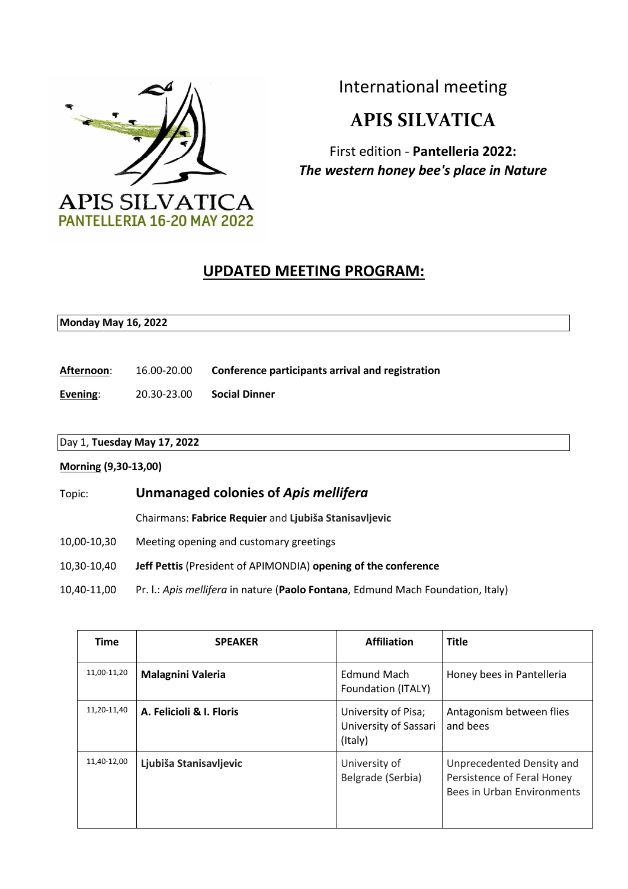APIS SILVATICA
PANTELLERIA 16-20 MAY 2022

International meeting

# APIS SILVATICA

First edition - **Pantelleria 2022:**
***The western honey bee's place in Nature***

## UPDATED MEETING PROGRAM:

**Monday May 16, 2022**

**Afternoon**: 16.00-20.00 **Conference participants arrival and registration**

**Evening**: 20.30-23.00 **Social Dinner**

Day 1, **Tuesday May 17, 2022**

**Morning (9,30-13,00)**

Topic: **Unmanaged colonies of *Apis mellifera***

Chairmans: **Fabrice Requier** and **Ljubiša Stanisavljevic**

10,00-10,30 Meeting opening and customary greetings

10,30-10,40 **Jeff Pettis** (President of APIMONDIA) **opening of the conference**

10,40-11,00 Pr. l.: *Apis mellifera* in nature (**Paolo Fontana**, Edmund Mach Foundation, Italy)

| Time | SPEAKER | Affiliation | Title |
| --- | --- | --- | --- |
| 11,00-11,20 | **Malagnini Valeria** | Edmund Mach Foundation (ITALY) | Honey bees in Pantelleria |
| 11,20-11,40 | **A. Felicioli & I. Floris** | University of Pisa; University of Sassari (Italy) | Antagonism between flies and bees |
| 11,40-12,00 | **Ljubiša Stanisavljevic** | University of Belgrade (Serbia) | Unprecedented Density and Persistence of Feral Honey Bees in Urban Environments |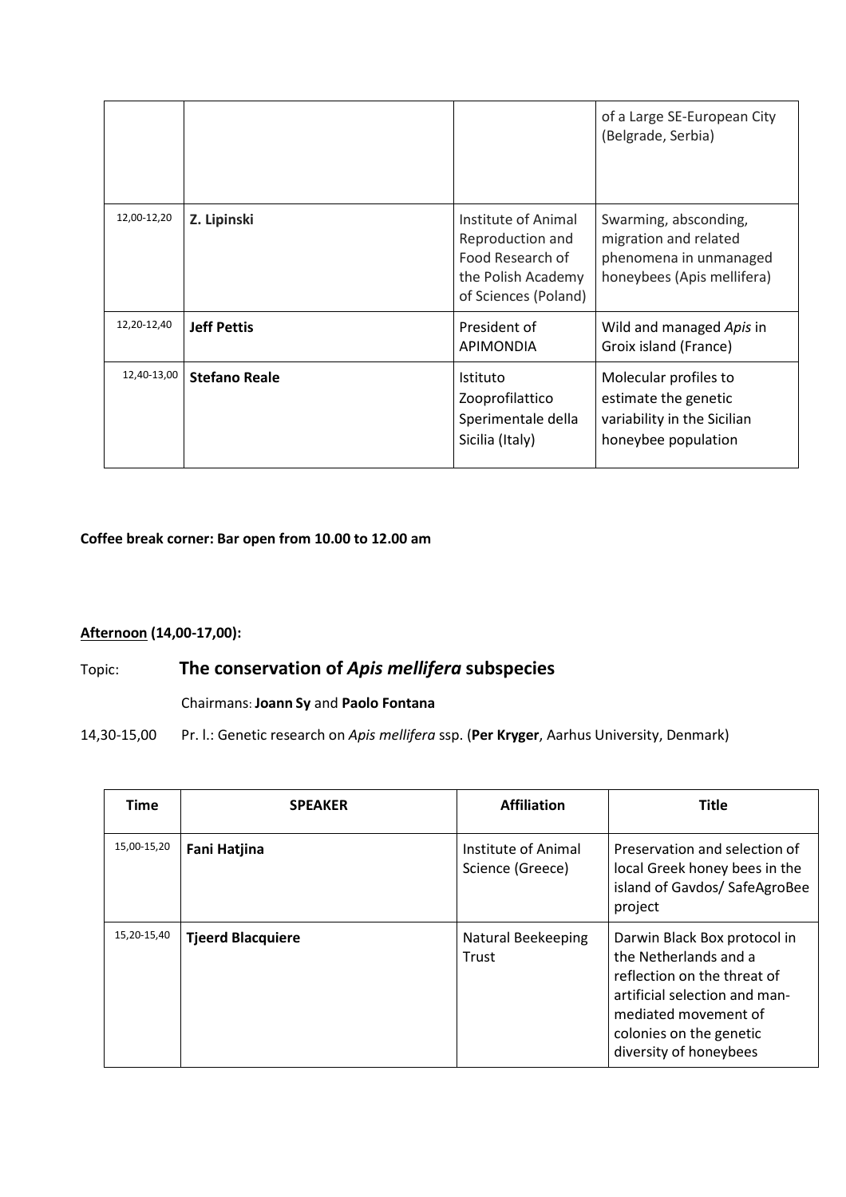| | | | of a Large SE-European City (Belgrade, Serbia) |
|---|---|---|---|
| 12,00-12,20 | **Z. Lipinski** | Institute of Animal Reproduction and Food Research of the Polish Academy of Sciences (Poland) | Swarming, absconding, migration and related phenomena in unmanaged honeybees (Apis mellifera) |
| 12,20-12,40 | **Jeff Pettis** | President of APIMONDIA | Wild and managed *Apis* in Groix island (France) |
| 12,40-13,00 | **Stefano Reale** | Istituto Zooprofilattico Sperimentale della Sicilia (Italy) | Molecular profiles to estimate the genetic variability in the Sicilian honeybee population |

**Coffee break corner: Bar open from 10.00 to 12.00 am**

**Afternoon (14,00-17,00):**

Topic: **The conservation of *Apis mellifera* subspecies**

Chairmans: **Joann Sy** and **Paolo Fontana**

14,30-15,00 Pr. l.: Genetic research on *Apis mellifera* ssp. (**Per Kryger**, Aarhus University, Denmark)

| Time | SPEAKER | Affiliation | Title |
|---|---|---|---|
| 15,00-15,20 | **Fani Hatjina** | Institute of Animal Science (Greece) | Preservation and selection of local Greek honey bees in the island of Gavdos/ SafeAgroBee project |
| 15,20-15,40 | **Tjeerd Blacquiere** | Natural Beekeeping Trust | Darwin Black Box protocol in the Netherlands and a reflection on the threat of artificial selection and man-mediated movement of colonies on the genetic diversity of honeybees |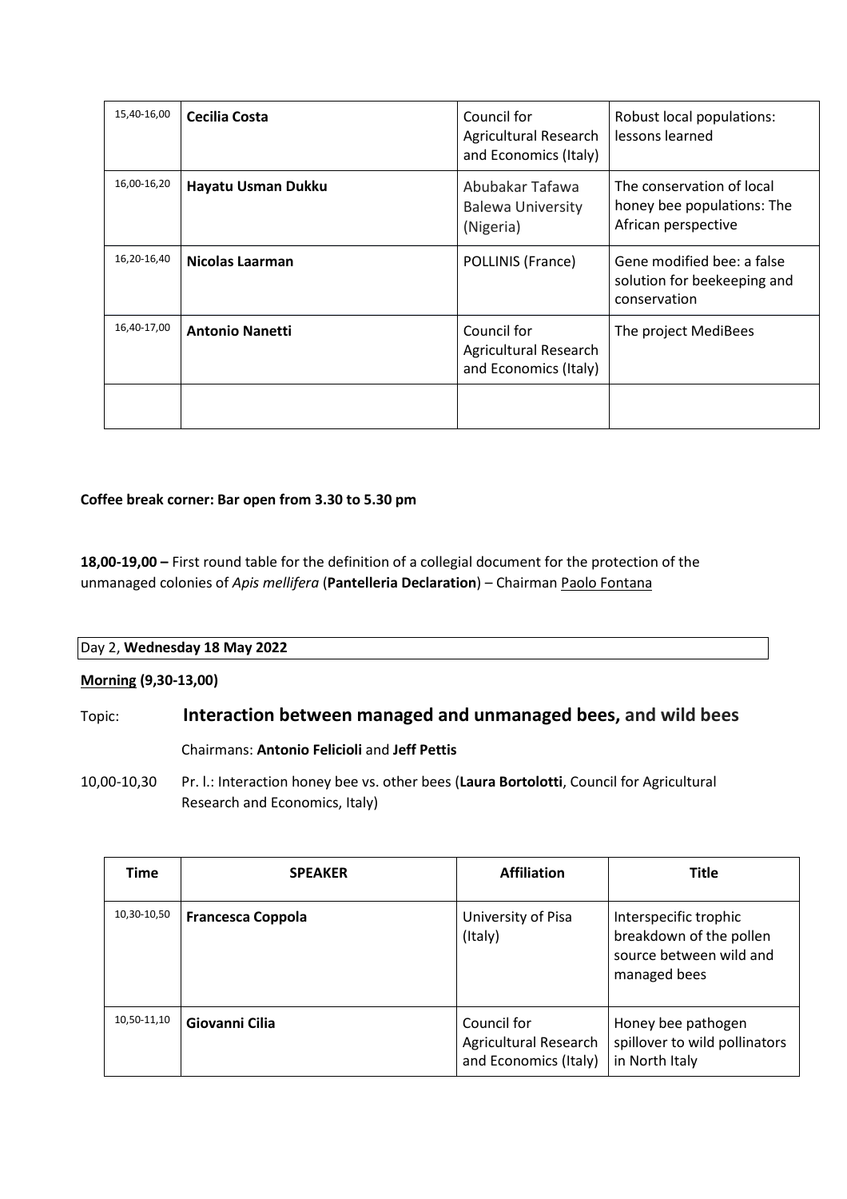| 15,40-16,00 | **Cecilia Costa** | Council for Agricultural Research and Economics (Italy) | Robust local populations: lessons learned |
|---|---|---|---|
| 16,00-16,20 | **Hayatu Usman Dukku** | Abubakar Tafawa Balewa University (Nigeria) | The conservation of local honey bee populations: The African perspective |
| 16,20-16,40 | **Nicolas Laarman** | POLLINIS (France) | Gene modified bee: a false solution for beekeeping and conservation |
| 16,40-17,00 | **Antonio Nanetti** | Council for Agricultural Research and Economics (Italy) | The project MediBees |
| | | | |

**Coffee break corner: Bar open from 3.30 to 5.30 pm**

**18,00-19,00 –** First round table for the definition of a collegial document for the protection of the unmanaged colonies of *Apis mellifera* (**Pantelleria Declaration**) – Chairman Paolo Fontana

Day 2, **Wednesday 18 May 2022**

**Morning (9,30-13,00)**

Topic: **Interaction between managed and unmanaged bees, and wild bees**

Chairmans: **Antonio Felicioli** and **Jeff Pettis**

10,00-10,30 Pr. l.: Interaction honey bee vs. other bees (**Laura Bortolotti**, Council for Agricultural Research and Economics, Italy)

| Time | SPEAKER | Affiliation | Title |
|---|---|---|---|
| 10,30-10,50 | **Francesca Coppola** | University of Pisa (Italy) | Interspecific trophic breakdown of the pollen source between wild and managed bees |
| 10,50-11,10 | **Giovanni Cilia** | Council for Agricultural Research and Economics (Italy) | Honey bee pathogen spillover to wild pollinators in North Italy |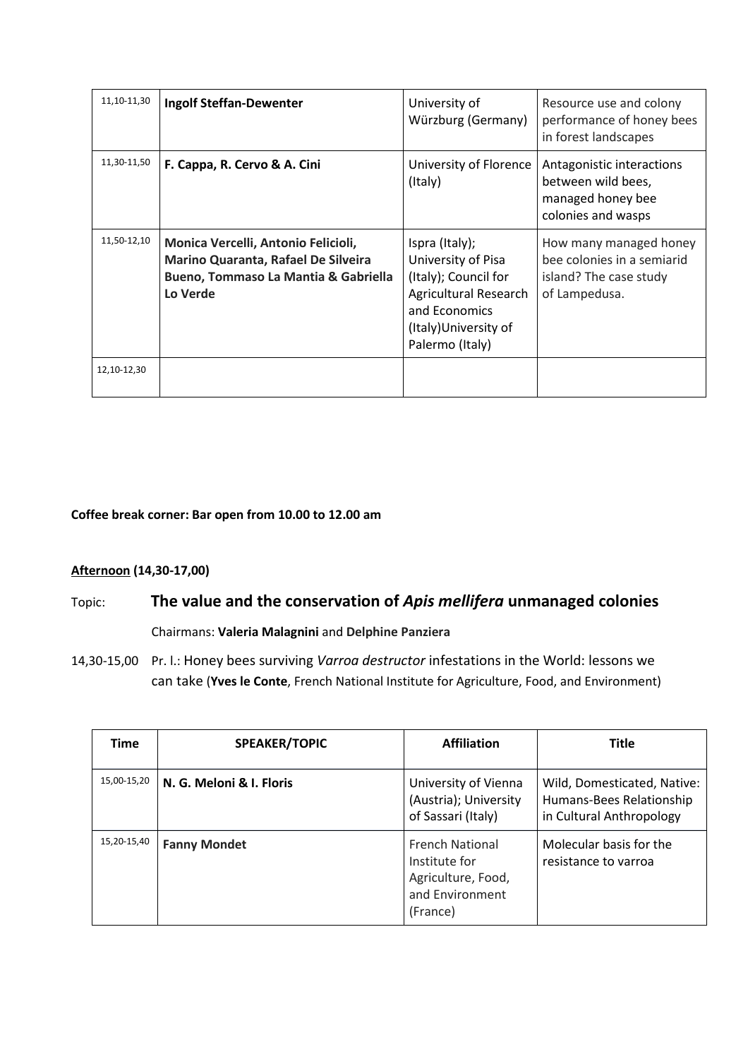| 11,10-11,30 | **Ingolf Steffan-Dewenter** | University of Würzburg (Germany) | Resource use and colony performance of honey bees in forest landscapes |
|---|---|---|---|
| 11,30-11,50 | **F. Cappa, R. Cervo & A. Cini** | University of Florence (Italy) | Antagonistic interactions between wild bees, managed honey bee colonies and wasps |
| 11,50-12,10 | **Monica Vercelli, Antonio Felicioli, Marino Quaranta, Rafael De Silveira Bueno, Tommaso La Mantia & Gabriella Lo Verde** | Ispra (Italy); University of Pisa (Italy); Council for Agricultural Research and Economics (Italy)University of Palermo (Italy) | How many managed honey bee colonies in a semiarid island? The case study of Lampedusa. |
| 12,10-12,30 | | | |

**Coffee break corner: Bar open from 10.00 to 12.00 am**

**Afternoon (14,30-17,00)**

## Topic: The value and the conservation of *Apis mellifera* unmanaged colonies

Chairmans: **Valeria Malagnini** and **Delphine Panziera**

14,30-15,00 Pr. I.: Honey bees surviving *Varroa destructor* infestations in the World: lessons we can take (**Yves le Conte**, French National Institute for Agriculture, Food, and Environment)

| Time | SPEAKER/TOPIC | Affiliation | Title |
|---|---|---|---|
| 15,00-15,20 | **N. G. Meloni & I. Floris** | University of Vienna (Austria); University of Sassari (Italy) | Wild, Domesticated, Native: Humans-Bees Relationship in Cultural Anthropology |
| 15,20-15,40 | **Fanny Mondet** | French National Institute for Agriculture, Food, and Environment (France) | Molecular basis for the resistance to varroa |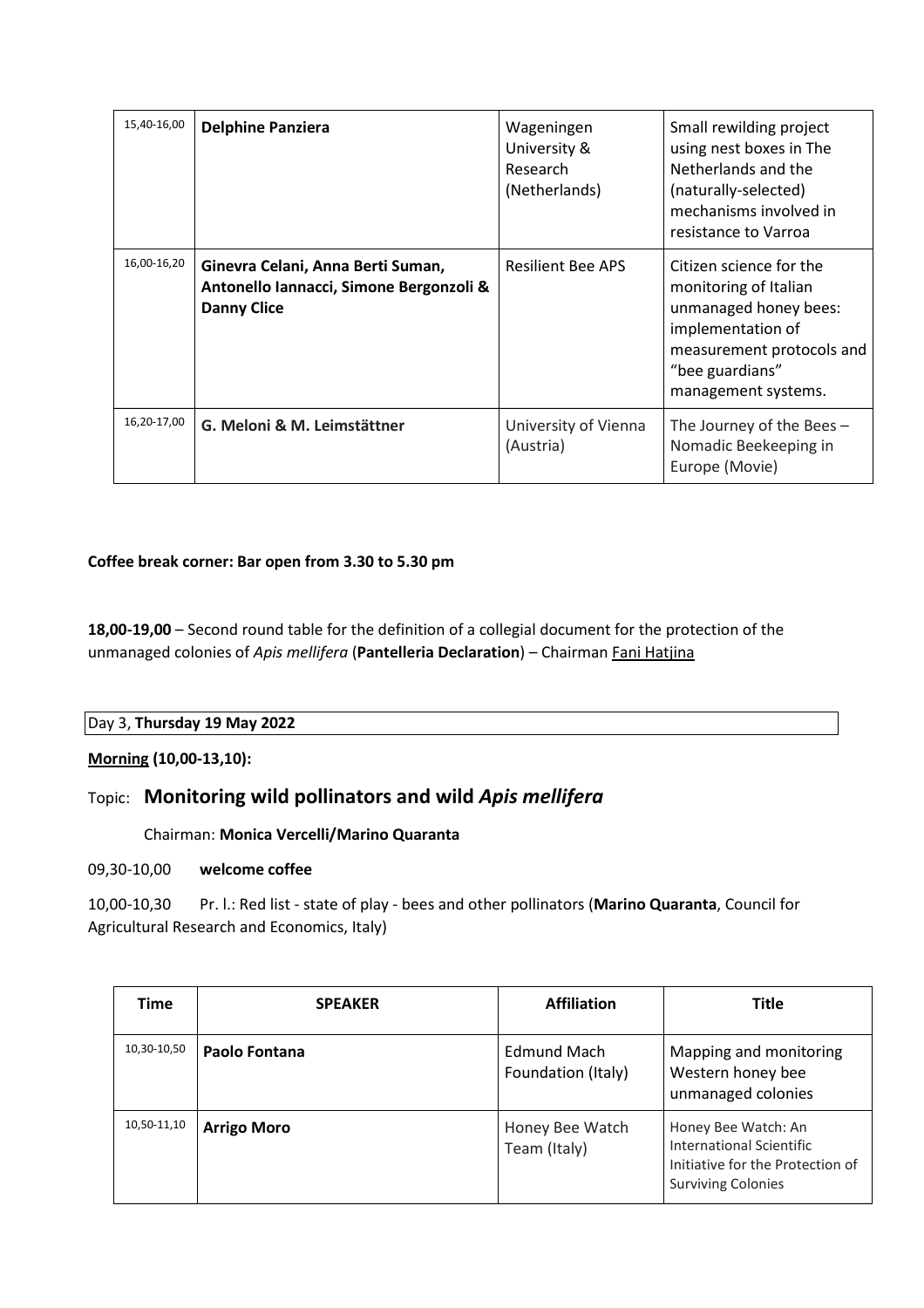| 15,40-16,00 | **Delphine Panziera** | Wageningen University & Research (Netherlands) | Small rewilding project using nest boxes in The Netherlands and the (naturally-selected) mechanisms involved in resistance to Varroa |
|---|---|---|---|
| 16,00-16,20 | **Ginevra Celani, Anna Berti Suman, Antonello Iannacci, Simone Bergonzoli & Danny Clice** | Resilient Bee APS | Citizen science for the monitoring of Italian unmanaged honey bees: implementation of measurement protocols and "bee guardians" management systems. |
| 16,20-17,00 | **G. Meloni & M. Leimstättner** | University of Vienna (Austria) | The Journey of the Bees – Nomadic Beekeeping in Europe (Movie) |

**Coffee break corner: Bar open from 3.30 to 5.30 pm**

**18,00-19,00** – Second round table for the definition of a collegial document for the protection of the unmanaged colonies of *Apis mellifera* (**Pantelleria Declaration**) – Chairman Fani Hatjina

Day 3, **Thursday 19 May 2022**

**Morning (10,00-13,10):**

## Topic: **Monitoring wild pollinators and wild *Apis mellifera***

Chairman: **Monica Vercelli/Marino Quaranta**

09,30-10,00 **welcome coffee**

10,00-10,30 Pr. l.: Red list - state of play - bees and other pollinators (**Marino Quaranta**, Council for Agricultural Research and Economics, Italy)

| Time | SPEAKER | Affiliation | Title |
|---|---|---|---|
| 10,30-10,50 | **Paolo Fontana** | Edmund Mach Foundation (Italy) | Mapping and monitoring Western honey bee unmanaged colonies |
| 10,50-11,10 | **Arrigo Moro** | Honey Bee Watch Team (Italy) | Honey Bee Watch: An International Scientific Initiative for the Protection of Surviving Colonies |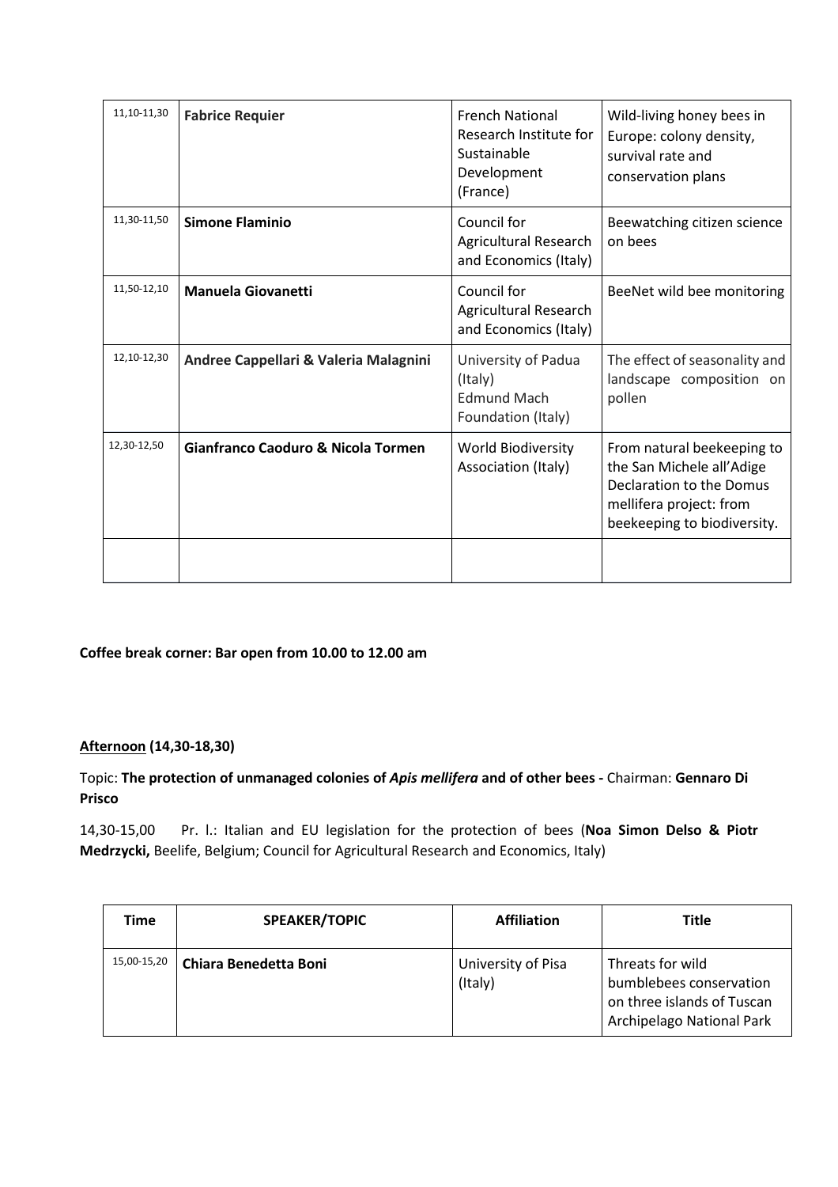| | | | |
|---|---|---|---|
| 11,10-11,30 | **Fabrice Requier** | French National Research Institute for Sustainable Development (France) | Wild-living honey bees in Europe: colony density, survival rate and conservation plans |
| 11,30-11,50 | **Simone Flaminio** | Council for Agricultural Research and Economics (Italy) | Beewatching citizen science on bees |
| 11,50-12,10 | **Manuela Giovanetti** | Council for Agricultural Research and Economics (Italy) | BeeNet wild bee monitoring |
| 12,10-12,30 | **Andree Cappellari & Valeria Malagnini** | University of Padua (Italy)<br>Edmund Mach Foundation (Italy) | The effect of seasonality and landscape composition on pollen |
| 12,30-12,50 | **Gianfranco Caoduro & Nicola Tormen** | World Biodiversity Association (Italy) | From natural beekeeping to the San Michele all'Adige Declaration to the Domus mellifera project: from beekeeping to biodiversity. |
| | | | |

**Coffee break corner: Bar open from 10.00 to 12.00 am**

**<u>Afternoon</u> (14,30-18,30)**

Topic: **The protection of unmanaged colonies of *Apis mellifera* and of other bees -** Chairman: **Gennaro Di Prisco**

14,30-15,00 Pr. l.: Italian and EU legislation for the protection of bees (**Noa Simon Delso & Piotr Medrzycki,** Beelife, Belgium; Council for Agricultural Research and Economics, Italy)

| Time | SPEAKER/TOPIC | Affiliation | Title |
|---|---|---|---|
| 15,00-15,20 | **Chiara Benedetta Boni** | University of Pisa (Italy) | Threats for wild bumblebees conservation on three islands of Tuscan Archipelago National Park |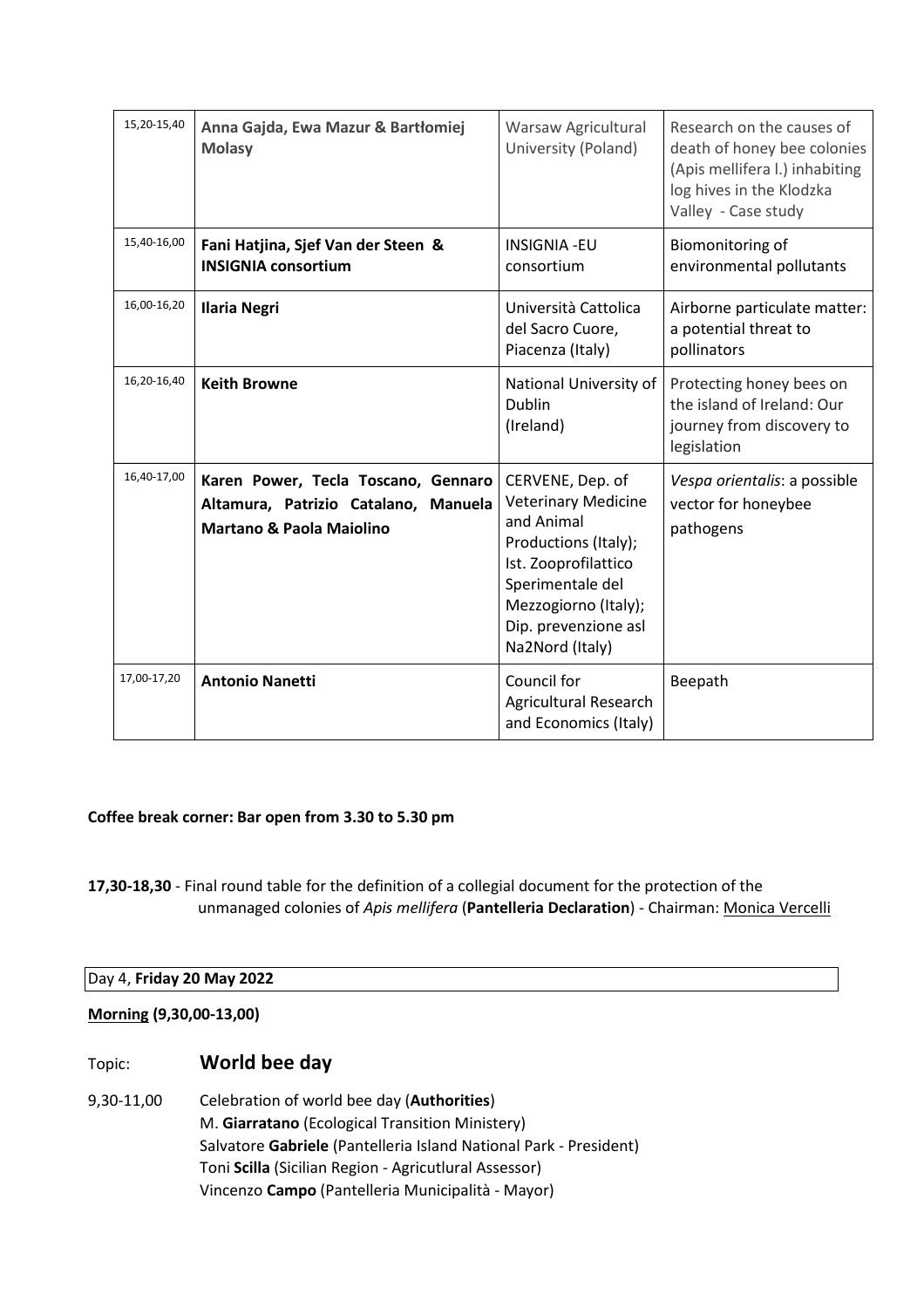| | | | |
|---|---|---|---|
| 15,20-15,40 | **Anna Gajda, Ewa Mazur & Bartłomiej Molasy** | Warsaw Agricultural University (Poland) | Research on the causes of death of honey bee colonies (Apis mellifera l.) inhabiting log hives in the Klodzka Valley - Case study |
| 15,40-16,00 | **Fani Hatjina, Sjef Van der Steen & INSIGNIA consortium** | INSIGNIA -EU consortium | Biomonitoring of environmental pollutants |
| 16,00-16,20 | **Ilaria Negri** | Università Cattolica del Sacro Cuore, Piacenza (Italy) | Airborne particulate matter: a potential threat to pollinators |
| 16,20-16,40 | **Keith Browne** | National University of Dublin (Ireland) | Protecting honey bees on the island of Ireland: Our journey from discovery to legislation |
| 16,40-17,00 | **Karen Power, Tecla Toscano, Gennaro Altamura, Patrizio Catalano, Manuela Martano & Paola Maiolino** | CERVENE, Dep. of Veterinary Medicine and Animal Productions (Italy); Ist. Zooprofilattico Sperimentale del Mezzogiorno (Italy); Dip. prevenzione asl Na2Nord (Italy) | *Vespa orientalis*: a possible vector for honeybee pathogens |
| 17,00-17,20 | **Antonio Nanetti** | Council for Agricultural Research and Economics (Italy) | Beepath |

**Coffee break corner: Bar open from 3.30 to 5.30 pm**

**17,30-18,30** - Final round table for the definition of a collegial document for the protection of the unmanaged colonies of *Apis mellifera* (**Pantelleria Declaration**) - Chairman: Monica Vercelli

Day 4, **Friday 20 May 2022**

**Morning (9,30,00-13,00)**

Topic: **World bee day**

9,30-11,00 Celebration of world bee day (**Authorities**)
M. **Giarratano** (Ecological Transition Ministery)
Salvatore **Gabriele** (Pantelleria Island National Park - President)
Toni **Scilla** (Sicilian Region - Agricutlural Assessor)
Vincenzo **Campo** (Pantelleria Municipalità - Mayor)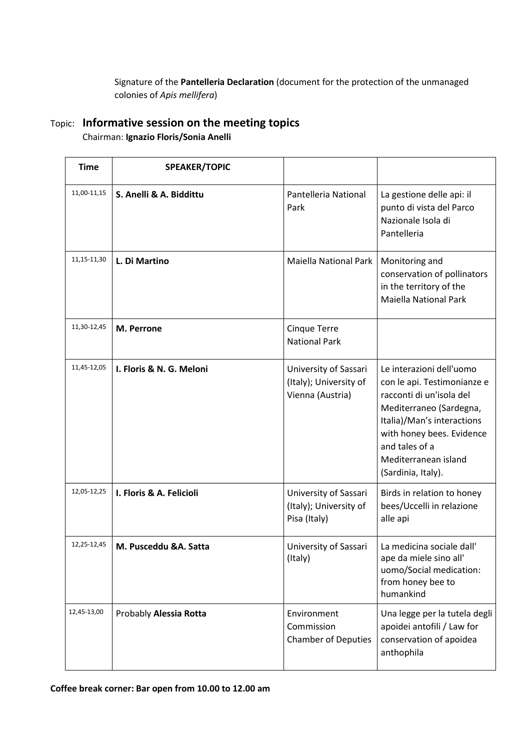Signature of the **Pantelleria Declaration** (document for the protection of the unmanaged colonies of *Apis mellifera*)

Topic: **Informative session on the meeting topics**

Chairman: **Ignazio Floris/Sonia Anelli**

| Time | SPEAKER/TOPIC | | |
|---|---|---|---|
| 11,00-11,15 | **S. Anelli & A. Biddittu** | Pantelleria National Park | La gestione delle api: il punto di vista del Parco Nazionale Isola di Pantelleria |
| 11,15-11,30 | **L. Di Martino** | Maiella National Park | Monitoring and conservation of pollinators in the territory of the Maiella National Park |
| 11,30-12,45 | **M. Perrone** | Cinque Terre National Park | |
| 11,45-12,05 | **I. Floris & N. G. Meloni** | University of Sassari (Italy); University of Vienna (Austria) | Le interazioni dell'uomo con le api. Testimonianze e racconti di un'isola del Mediterraneo (Sardegna, Italia)/Man's interactions with honey bees. Evidence and tales of a Mediterranean island (Sardinia, Italy). |
| 12,05-12,25 | **I. Floris & A. Felicioli** | University of Sassari (Italy); University of Pisa (Italy) | Birds in relation to honey bees/Uccelli in relazione alle api |
| 12,25-12,45 | **M. Pusceddu &A. Satta** | University of Sassari (Italy) | La medicina sociale dall' ape da miele sino all' uomo/Social medication: from honey bee to humankind |
| 12,45-13,00 | Probably **Alessia Rotta** | Environment Commission Chamber of Deputies | Una legge per la tutela degli apoidei antofili / Law for conservation of apoidea anthophila |

**Coffee break corner: Bar open from 10.00 to 12.00 am**